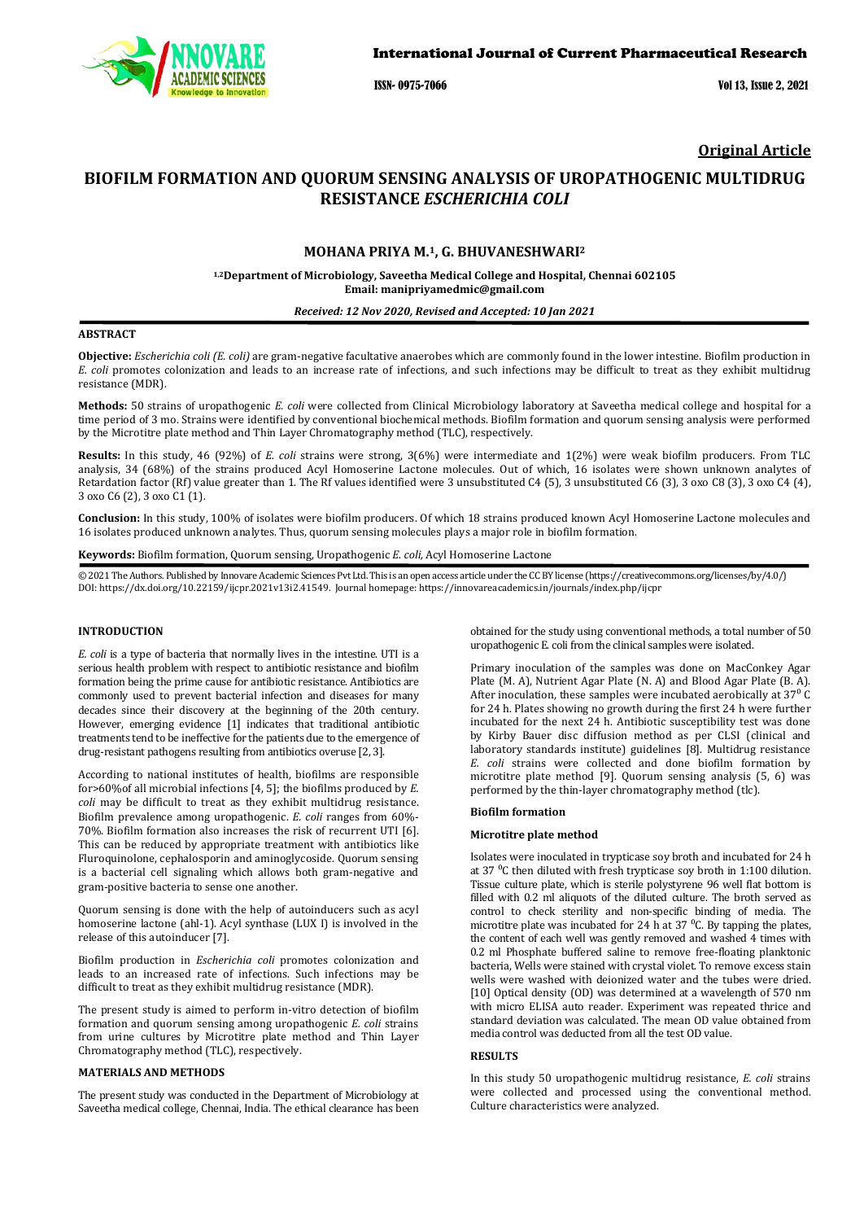# Original Article

# BIOFILM FORMATION AND QUORUM SENSING ANALYSIS OF UROPATHOGENIC MULTIDRUG RESISTANCE *ESCHERICHIA COLI*

**MOHANA PRIYA M.[1], G. BHUVANESHWARI[2]**

**[1,2]Department of Microbiology, Saveetha Medical College and Hospital, Chennai 602105**
**Email: manipriyamedmic@gmail.com**

***Received: 12 Nov 2020, Revised and Accepted: 10 Jan 2021***

## ABSTRACT

**Objective:** *Escherichia coli (E. coli)* are gram-negative facultative anaerobes which are commonly found in the lower intestine. Biofilm production in *E. coli* promotes colonization and leads to an increase rate of infections, and such infections may be difficult to treat as they exhibit multidrug resistance (MDR).

**Methods:** 50 strains of uropathogenic *E. coli* were collected from Clinical Microbiology laboratory at Saveetha medical college and hospital for a time period of 3 mo. Strains were identified by conventional biochemical methods. Biofilm formation and quorum sensing analysis were performed by the Microtitre plate method and Thin Layer Chromatography method (TLC), respectively.

**Results:** In this study, 46 (92%) of *E. coli* strains were strong, 3(6%) were intermediate and 1(2%) were weak biofilm producers. From TLC analysis, 34 (68%) of the strains produced Acyl Homoserine Lactone molecules. Out of which, 16 isolates were shown unknown analytes of Retardation factor (Rf) value greater than 1. The Rf values identified were 3 unsubstituted C4 (5), 3 unsubstituted C6 (3), 3 oxo C8 (3), 3 oxo C4 (4), 3 oxo C6 (2), 3 oxo C1 (1).

**Conclusion:** In this study, 100% of isolates were biofilm producers. Of which 18 strains produced known Acyl Homoserine Lactone molecules and 16 isolates produced unknown analytes. Thus, quorum sensing molecules plays a major role in biofilm formation.

**Keywords:** Biofilm formation, Quorum sensing, Uropathogenic *E. coli*, Acyl Homoserine Lactone

© 2021 The Authors. Published by Innovare Academic Sciences Pvt Ltd. This is an open access article under the CC BY license (https://creativecommons.org/licenses/by/4.0/) DOI: https://dx.doi.org/10.22159/ijcpr.2021v13i2.41549. Journal homepage: https://innovareacademics.in/journals/index.php/ijcpr

## INTRODUCTION

*E. coli* is a type of bacteria that normally lives in the intestine. UTI is a serious health problem with respect to antibiotic resistance and biofilm formation being the prime cause for antibiotic resistance. Antibiotics are commonly used to prevent bacterial infection and diseases for many decades since their discovery at the beginning of the 20th century. However, emerging evidence [1] indicates that traditional antibiotic treatments tend to be ineffective for the patients due to the emergence of drug-resistant pathogens resulting from antibiotics overuse [2, 3].

According to national institutes of health, biofilms are responsible for>60%of all microbial infections [4, 5]; the biofilms produced by *E. coli* may be difficult to treat as they exhibit multidrug resistance. Biofilm prevalence among uropathogenic. *E. coli* ranges from 60%-70%. Biofilm formation also increases the risk of recurrent UTI [6]. This can be reduced by appropriate treatment with antibiotics like Fluroquinolone, cephalosporin and aminoglycoside. Quorum sensing is a bacterial cell signaling which allows both gram-negative and gram-positive bacteria to sense one another.

Quorum sensing is done with the help of autoinducers such as acyl homoserine lactone (ahl-1). Acyl synthase (LUX I) is involved in the release of this autoinducer [7].

Biofilm production in *Escherichia coli* promotes colonization and leads to an increased rate of infections. Such infections may be difficult to treat as they exhibit multidrug resistance (MDR).

The present study is aimed to perform in-vitro detection of biofilm formation and quorum sensing among uropathogenic *E. coli* strains from urine cultures by Microtitre plate method and Thin Layer Chromatography method (TLC), respectively.

## MATERIALS AND METHODS

The present study was conducted in the Department of Microbiology at Saveetha medical college, Chennai, India. The ethical clearance has been obtained for the study using conventional methods, a total number of 50 uropathogenic E. coli from the clinical samples were isolated.

Primary inoculation of the samples was done on MacConkey Agar Plate (M. A), Nutrient Agar Plate (N. A) and Blood Agar Plate (B. A). After inoculation, these samples were incubated aerobically at 37$^0$ C for 24 h. Plates showing no growth during the first 24 h were further incubated for the next 24 h. Antibiotic susceptibility test was done by Kirby Bauer disc diffusion method as per CLSI (clinical and laboratory standards institute) guidelines [8]. Multidrug resistance *E. coli* strains were collected and done biofilm formation by microtitre plate method [9]. Quorum sensing analysis (5, 6) was performed by the thin-layer chromatography method (tlc).

### Biofilm formation

### Microtitre plate method

Isolates were inoculated in trypticase soy broth and incubated for 24 h at 37 $^0$C then diluted with fresh trypticase soy broth in 1:100 dilution. Tissue culture plate, which is sterile polystyrene 96 well flat bottom is filled with 0.2 ml aliquots of the diluted culture. The broth served as control to check sterility and non-specific binding of media. The microtitre plate was incubated for 24 h at 37 $^0$C. By tapping the plates, the content of each well was gently removed and washed 4 times with 0.2 ml Phosphate buffered saline to remove free-floating planktonic bacteria, Wells were stained with crystal violet. To remove excess stain wells were washed with deionized water and the tubes were dried. [10] Optical density (OD) was determined at a wavelength of 570 nm with micro ELISA auto reader. Experiment was repeated thrice and standard deviation was calculated. The mean OD value obtained from media control was deducted from all the test OD value.

## RESULTS

In this study 50 uropathogenic multidrug resistance, *E. coli* strains were collected and processed using the conventional method. Culture characteristics were analyzed.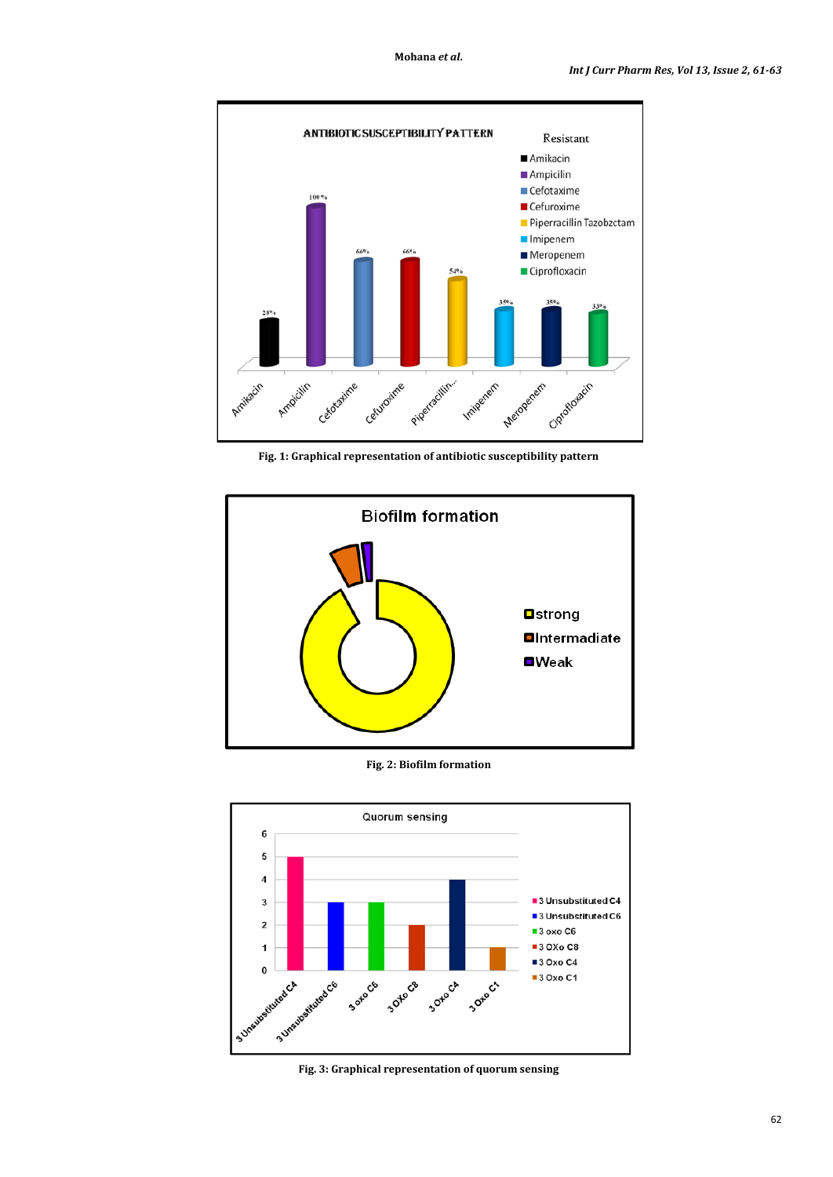Fig. 1: Graphical representation of antibiotic susceptibility pattern

Fig. 2: Biofilm formation

Fig. 3: Graphical representation of quorum sensing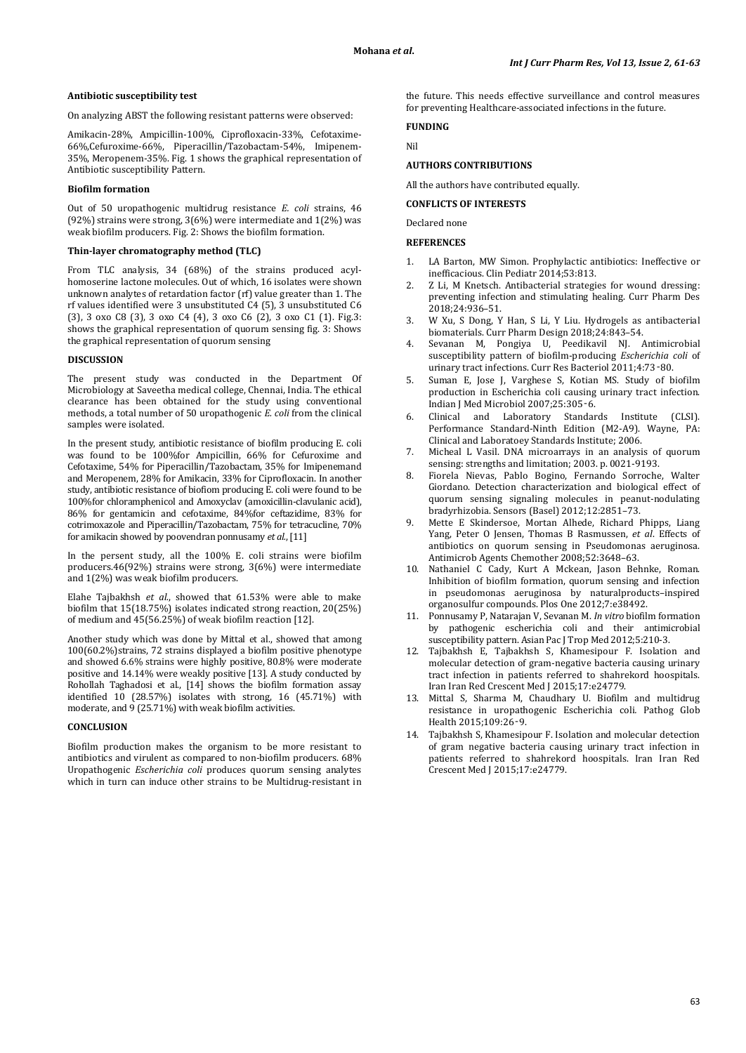#### Antibiotic susceptibility test

On analyzing ABST the following resistant patterns were observed:

Amikacin-28%, Ampicillin-100%, Ciprofloxacin-33%, Cefotaxime-66%,Cefuroxime-66%, Piperacillin/Tazobactam-54%, Imipenem-35%, Meropenem-35%. Fig. 1 shows the graphical representation of Antibiotic susceptibility Pattern.

#### Biofilm formation

Out of 50 uropathogenic multidrug resistance *E. coli* strains, 46 (92%) strains were strong, 3(6%) were intermediate and 1(2%) was weak biofilm producers. Fig. 2: Shows the biofilm formation.

#### Thin-layer chromatography method (TLC)

From TLC analysis, 34 (68%) of the strains produced acyl-homoserine lactone molecules. Out of which, 16 isolates were shown unknown analytes of retardation factor (rf) value greater than 1. The rf values identified were 3 unsubstituted C4 (5), 3 unsubstituted C6 (3), 3 oxo C8 (3), 3 oxo C4 (4), 3 oxo C6 (2), 3 oxo C1 (1). Fig.3: shows the graphical representation of quorum sensing fig. 3: Shows the graphical representation of quorum sensing

## DISCUSSION

The present study was conducted in the Department Of Microbiology at Saveetha medical college, Chennai, India. The ethical clearance has been obtained for the study using conventional methods, a total number of 50 uropathogenic *E. coli* from the clinical samples were isolated.

In the present study, antibiotic resistance of biofilm producing E. coli was found to be 100%for Ampicillin, 66% for Cefuroxime and Cefotaxime, 54% for Piperacillin/Tazobactam, 35% for Imipenemand and Meropenem, 28% for Amikacin, 33% for Ciprofloxacin. In another study, antibiotic resistance of biofiom producing E. coli were found to be 100%for chloramphenicol and Amoxyclav (amoxicillin-clavulanic acid), 86% for gentamicin and cefotaxime, 84%for ceftazidime, 83% for cotrimoxazole and Piperacillin/Tazobactam, 75% for tetracucline, 70% for amikacin showed by poovendran ponnusamy *et al.*, [11]

In the persent study, all the 100% E. coli strains were biofilm producers.46(92%) strains were strong, 3(6%) were intermediate and 1(2%) was weak biofilm producers.

Elahe Tajbakhsh *et al.*, showed that 61.53% were able to make biofilm that 15(18.75%) isolates indicated strong reaction, 20(25%) of medium and 45(56.25%) of weak biofilm reaction [12].

Another study which was done by Mittal et al., showed that among 100(60.2%)strains, 72 strains displayed a biofilm positive phenotype and showed 6.6% strains were highly positive, 80.8% were moderate positive and 14.14% were weakly positive [13]. A study conducted by Rohollah Taghadosi et al., [14] shows the biofilm formation assay identified 10 (28.57%) isolates with strong, 16 (45.71%) with moderate, and 9 (25.71%) with weak biofilm activities.

## CONCLUSION

Biofilm production makes the organism to be more resistant to antibiotics and virulent as compared to non-biofilm producers. 68% Uropathogenic *Escherichia coli* produces quorum sensing analytes which in turn can induce other strains to be Multidrug-resistant in the future. This needs effective surveillance and control measures for preventing Healthcare-associated infections in the future.

## FUNDING

Nil

## AUTHORS CONTRIBUTIONS

All the authors have contributed equally.

## CONFLICTS OF INTERESTS

Declared none

## REFERENCES

1. LA Barton, MW Simon. Prophylactic antibiotics: Ineffective or inefficacious. Clin Pediatr 2014;53:813.
2. Z Li, M Knetsch. Antibacterial strategies for wound dressing: preventing infection and stimulating healing. Curr Pharm Des 2018;24:936–51.
3. W Xu, S Dong, Y Han, S Li, Y Liu. Hydrogels as antibacterial biomaterials. Curr Pharm Design 2018;24:843–54.
4. Sevanan M, Pongiya U, Peedikavil NJ. Antimicrobial susceptibility pattern of biofilm-producing *Escherichia coli* of urinary tract infections. Curr Res Bacteriol 2011;4:73-80.
5. Suman E, Jose J, Varghese S, Kotian MS. Study of biofilm production in Escherichia coli causing urinary tract infection. Indian J Med Microbiol 2007;25:305-6.
6. Clinical and Laboratory Standards Institute (CLSI). Performance Standard-Ninth Edition (M2-A9). Wayne, PA: Clinical and Laboratoey Standards Institute; 2006.
7. Micheal L Vasil. DNA microarrays in an analysis of quorum sensing: strengths and limitation; 2003. p. 0021-9193.
8. Fiorela Nievas, Pablo Bogino, Fernando Sorroche, Walter Giordano. Detection characterization and biological effect of quorum sensing signaling molecules in peanut-nodulating bradyrhizobia. Sensors (Basel) 2012;12:2851–73.
9. Mette E Skindersoe, Mortan Alhede, Richard Phipps, Liang Yang, Peter O Jensen, Thomas B Rasmussen, *et al*. Effects of antibiotics on quorum sensing in Pseudomonas aeruginosa. Antimicrob Agents Chemother 2008;52:3648–63.
10. Nathaniel C Cady, Kurt A Mckean, Jason Behnke, Roman. Inhibition of biofilm formation, quorum sensing and infection in pseudomonas aeruginosa by naturalproducts–inspired organosulfur compounds. Plos One 2012;7:e38492.
11. Ponnusamy P, Natarajan V, Sevanan M. *In vitro* biofilm formation by pathogenic escherichia coli and their antimicrobial susceptibility pattern. Asian Pac J Trop Med 2012;5:210-3.
12. Tajbakhsh E, Tajbakhsh S, Khamesipour F. Isolation and molecular detection of gram-negative bacteria causing urinary tract infection in patients referred to shahrekord hoospitals. Iran Iran Red Crescent Med J 2015;17:e24779.
13. Mittal S, Sharma M, Chaudhary U. Biofilm and multidrug resistance in uropathogenic Escherichia coli. Pathog Glob Health 2015;109:26-9.
14. Tajbakhsh S, Khamesipour F. Isolation and molecular detection of gram negative bacteria causing urinary tract infection in patients referred to shahrekord hoospitals. Iran Iran Red Crescent Med J 2015;17:e24779.